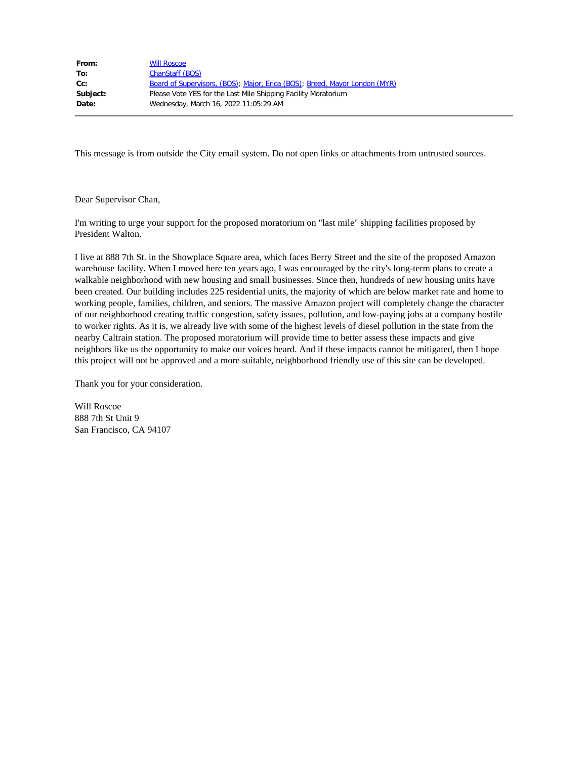| | |
|---|---|
| **From:** | Will Roscoe |
| **To:** | ChanStaff (BOS) |
| **Cc:** | Board of Supervisors, (BOS); Major, Erica (BOS); Breed, Mayor London (MYR) |
| **Subject:** | Please Vote YES for the Last Mile Shipping Facility Moratorium |
| **Date:** | Wednesday, March 16, 2022 11:05:29 AM |

This message is from outside the City email system. Do not open links or attachments from untrusted sources.

Dear Supervisor Chan,

I'm writing to urge your support for the proposed moratorium on "last mile" shipping facilities proposed by President Walton.

I live at 888 7th St. in the Showplace Square area, which faces Berry Street and the site of the proposed Amazon warehouse facility. When I moved here ten years ago, I was encouraged by the city's long-term plans to create a walkable neighborhood with new housing and small businesses. Since then, hundreds of new housing units have been created. Our building includes 225 residential units, the majority of which are below market rate and home to working people, families, children, and seniors. The massive Amazon project will completely change the character of our neighborhood creating traffic congestion, safety issues, pollution, and low-paying jobs at a company hostile to worker rights. As it is, we already live with some of the highest levels of diesel pollution in the state from the nearby Caltrain station. The proposed moratorium will provide time to better assess these impacts and give neighbors like us the opportunity to make our voices heard. And if these impacts cannot be mitigated, then I hope this project will not be approved and a more suitable, neighborhood friendly use of this site can be developed.

Thank you for your consideration.

Will Roscoe
888 7th St Unit 9
San Francisco, CA 94107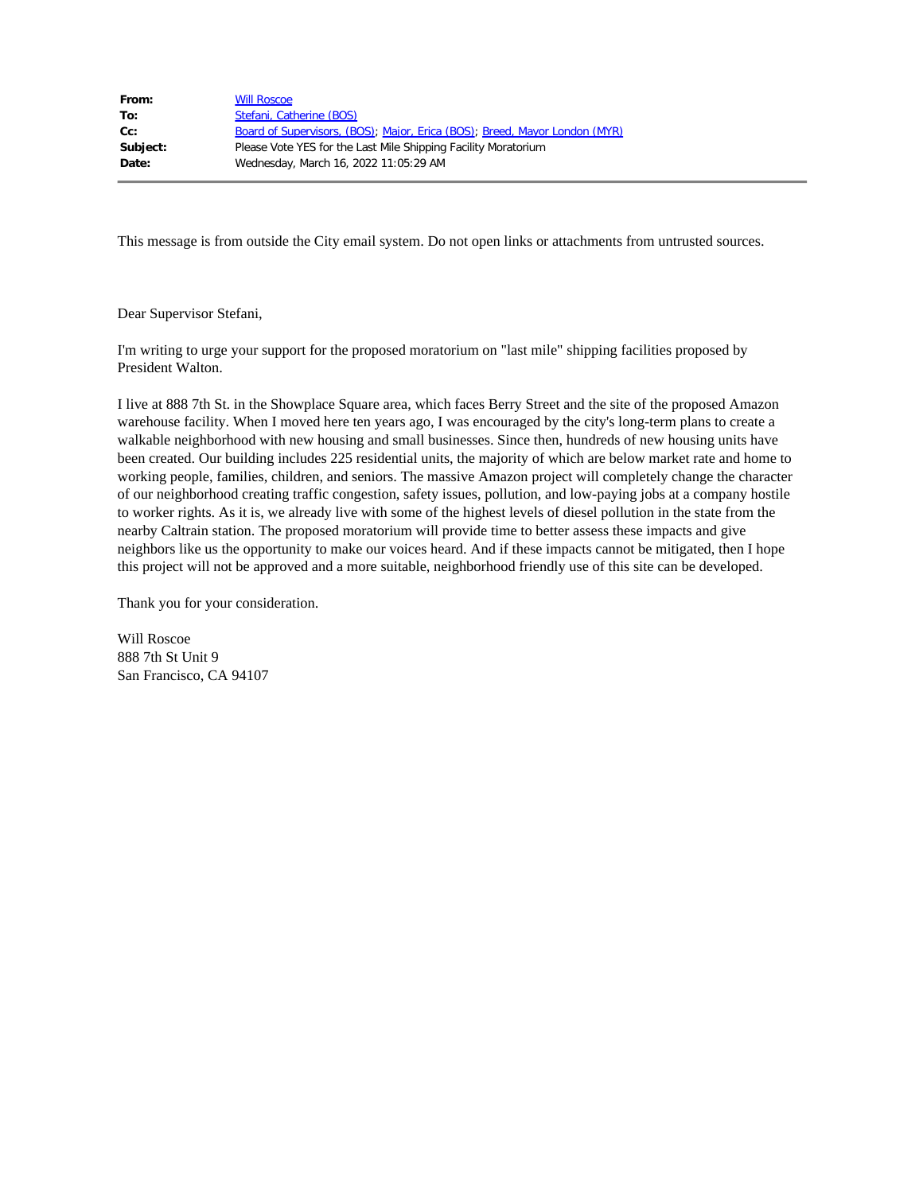| | |
|---|---|
| **From:** | Will Roscoe |
| **To:** | Stefani, Catherine (BOS) |
| **Cc:** | Board of Supervisors, (BOS); Major, Erica (BOS); Breed, Mayor London (MYR) |
| **Subject:** | Please Vote YES for the Last Mile Shipping Facility Moratorium |
| **Date:** | Wednesday, March 16, 2022 11:05:29 AM |

This message is from outside the City email system. Do not open links or attachments from untrusted sources.

Dear Supervisor Stefani,

I'm writing to urge your support for the proposed moratorium on "last mile" shipping facilities proposed by President Walton.

I live at 888 7th St. in the Showplace Square area, which faces Berry Street and the site of the proposed Amazon warehouse facility. When I moved here ten years ago, I was encouraged by the city's long-term plans to create a walkable neighborhood with new housing and small businesses. Since then, hundreds of new housing units have been created. Our building includes 225 residential units, the majority of which are below market rate and home to working people, families, children, and seniors. The massive Amazon project will completely change the character of our neighborhood creating traffic congestion, safety issues, pollution, and low-paying jobs at a company hostile to worker rights. As it is, we already live with some of the highest levels of diesel pollution in the state from the nearby Caltrain station. The proposed moratorium will provide time to better assess these impacts and give neighbors like us the opportunity to make our voices heard. And if these impacts cannot be mitigated, then I hope this project will not be approved and a more suitable, neighborhood friendly use of this site can be developed.

Thank you for your consideration.

Will Roscoe  
888 7th St Unit 9  
San Francisco, CA 94107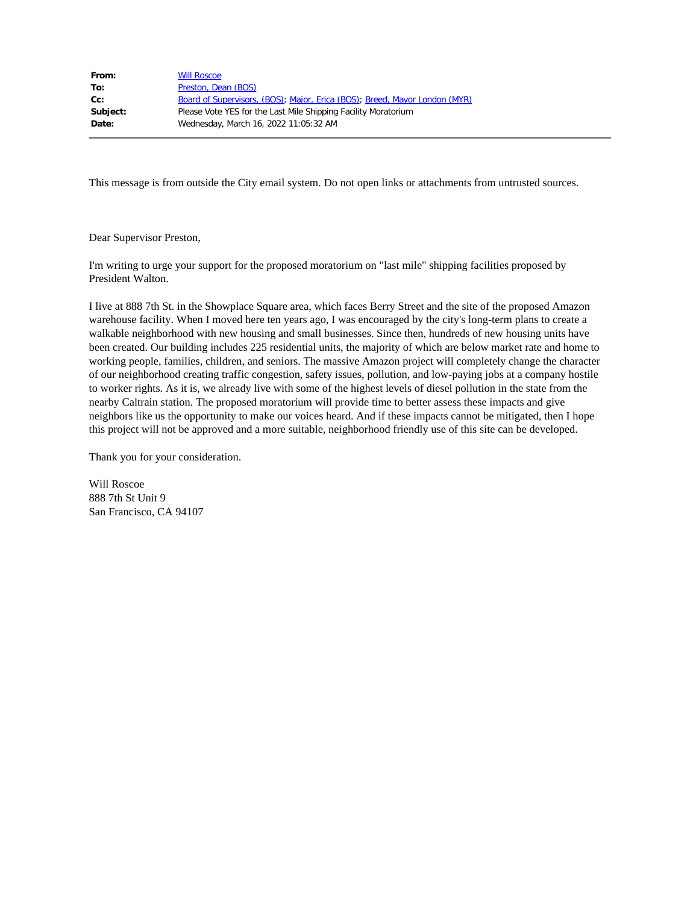**From:** Will Roscoe
**To:** Preston, Dean (BOS)
**Cc:** Board of Supervisors, (BOS); Major, Erica (BOS); Breed, Mayor London (MYR)
**Subject:** Please Vote YES for the Last Mile Shipping Facility Moratorium
**Date:** Wednesday, March 16, 2022 11:05:32 AM

This message is from outside the City email system. Do not open links or attachments from untrusted sources.

Dear Supervisor Preston,

I'm writing to urge your support for the proposed moratorium on "last mile" shipping facilities proposed by President Walton.

I live at 888 7th St. in the Showplace Square area, which faces Berry Street and the site of the proposed Amazon warehouse facility. When I moved here ten years ago, I was encouraged by the city's long-term plans to create a walkable neighborhood with new housing and small businesses. Since then, hundreds of new housing units have been created. Our building includes 225 residential units, the majority of which are below market rate and home to working people, families, children, and seniors. The massive Amazon project will completely change the character of our neighborhood creating traffic congestion, safety issues, pollution, and low-paying jobs at a company hostile to worker rights. As it is, we already live with some of the highest levels of diesel pollution in the state from the nearby Caltrain station. The proposed moratorium will provide time to better assess these impacts and give neighbors like us the opportunity to make our voices heard. And if these impacts cannot be mitigated, then I hope this project will not be approved and a more suitable, neighborhood friendly use of this site can be developed.

Thank you for your consideration.

Will Roscoe
888 7th St Unit 9
San Francisco, CA 94107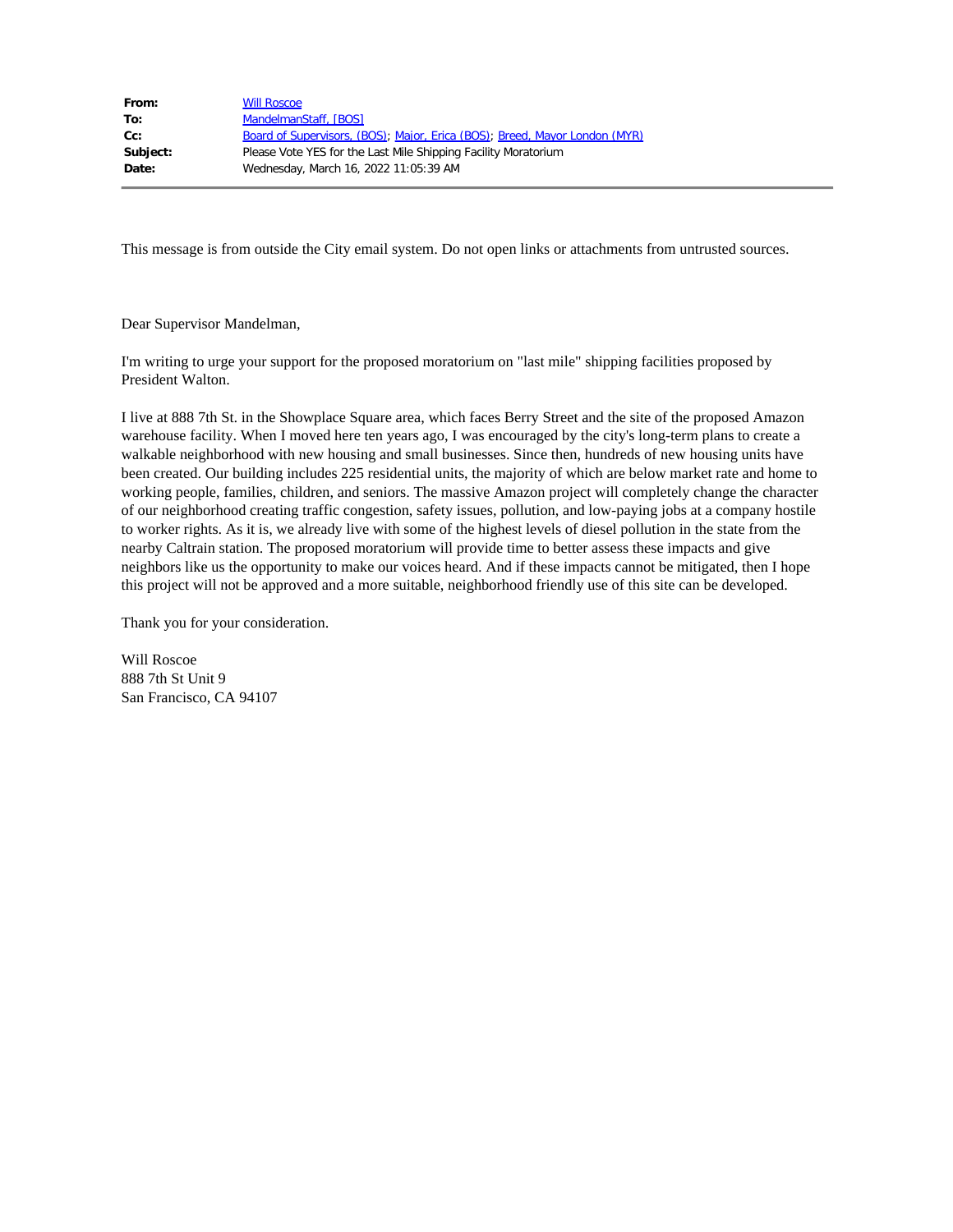| | |
|---|---|
| **From:** | Will Roscoe |
| **To:** | MandelmanStaff, [BOS] |
| **Cc:** | Board of Supervisors, (BOS); Major, Erica (BOS); Breed, Mayor London (MYR) |
| **Subject:** | Please Vote YES for the Last Mile Shipping Facility Moratorium |
| **Date:** | Wednesday, March 16, 2022 11:05:39 AM |

This message is from outside the City email system. Do not open links or attachments from untrusted sources.

Dear Supervisor Mandelman,

I'm writing to urge your support for the proposed moratorium on "last mile" shipping facilities proposed by President Walton.

I live at 888 7th St. in the Showplace Square area, which faces Berry Street and the site of the proposed Amazon warehouse facility. When I moved here ten years ago, I was encouraged by the city's long-term plans to create a walkable neighborhood with new housing and small businesses. Since then, hundreds of new housing units have been created. Our building includes 225 residential units, the majority of which are below market rate and home to working people, families, children, and seniors. The massive Amazon project will completely change the character of our neighborhood creating traffic congestion, safety issues, pollution, and low-paying jobs at a company hostile to worker rights. As it is, we already live with some of the highest levels of diesel pollution in the state from the nearby Caltrain station. The proposed moratorium will provide time to better assess these impacts and give neighbors like us the opportunity to make our voices heard. And if these impacts cannot be mitigated, then I hope this project will not be approved and a more suitable, neighborhood friendly use of this site can be developed.

Thank you for your consideration.

Will Roscoe
888 7th St Unit 9
San Francisco, CA 94107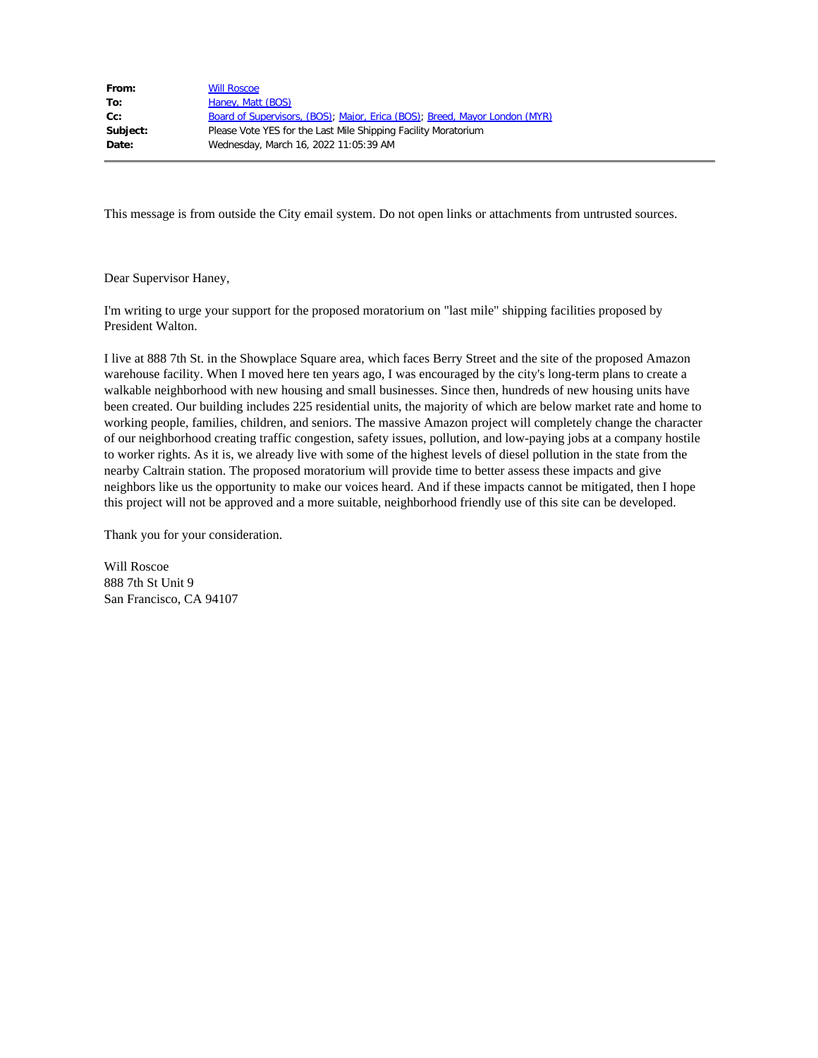| | |
|---|---|
| **From:** | Will Roscoe |
| **To:** | Haney, Matt (BOS) |
| **Cc:** | Board of Supervisors, (BOS); Major, Erica (BOS); Breed, Mayor London (MYR) |
| **Subject:** | Please Vote YES for the Last Mile Shipping Facility Moratorium |
| **Date:** | Wednesday, March 16, 2022 11:05:39 AM |

This message is from outside the City email system. Do not open links or attachments from untrusted sources.

Dear Supervisor Haney,

I'm writing to urge your support for the proposed moratorium on "last mile" shipping facilities proposed by President Walton.

I live at 888 7th St. in the Showplace Square area, which faces Berry Street and the site of the proposed Amazon warehouse facility. When I moved here ten years ago, I was encouraged by the city's long-term plans to create a walkable neighborhood with new housing and small businesses. Since then, hundreds of new housing units have been created. Our building includes 225 residential units, the majority of which are below market rate and home to working people, families, children, and seniors. The massive Amazon project will completely change the character of our neighborhood creating traffic congestion, safety issues, pollution, and low-paying jobs at a company hostile to worker rights. As it is, we already live with some of the highest levels of diesel pollution in the state from the nearby Caltrain station. The proposed moratorium will provide time to better assess these impacts and give neighbors like us the opportunity to make our voices heard. And if these impacts cannot be mitigated, then I hope this project will not be approved and a more suitable, neighborhood friendly use of this site can be developed.

Thank you for your consideration.

Will Roscoe
888 7th St Unit 9
San Francisco, CA 94107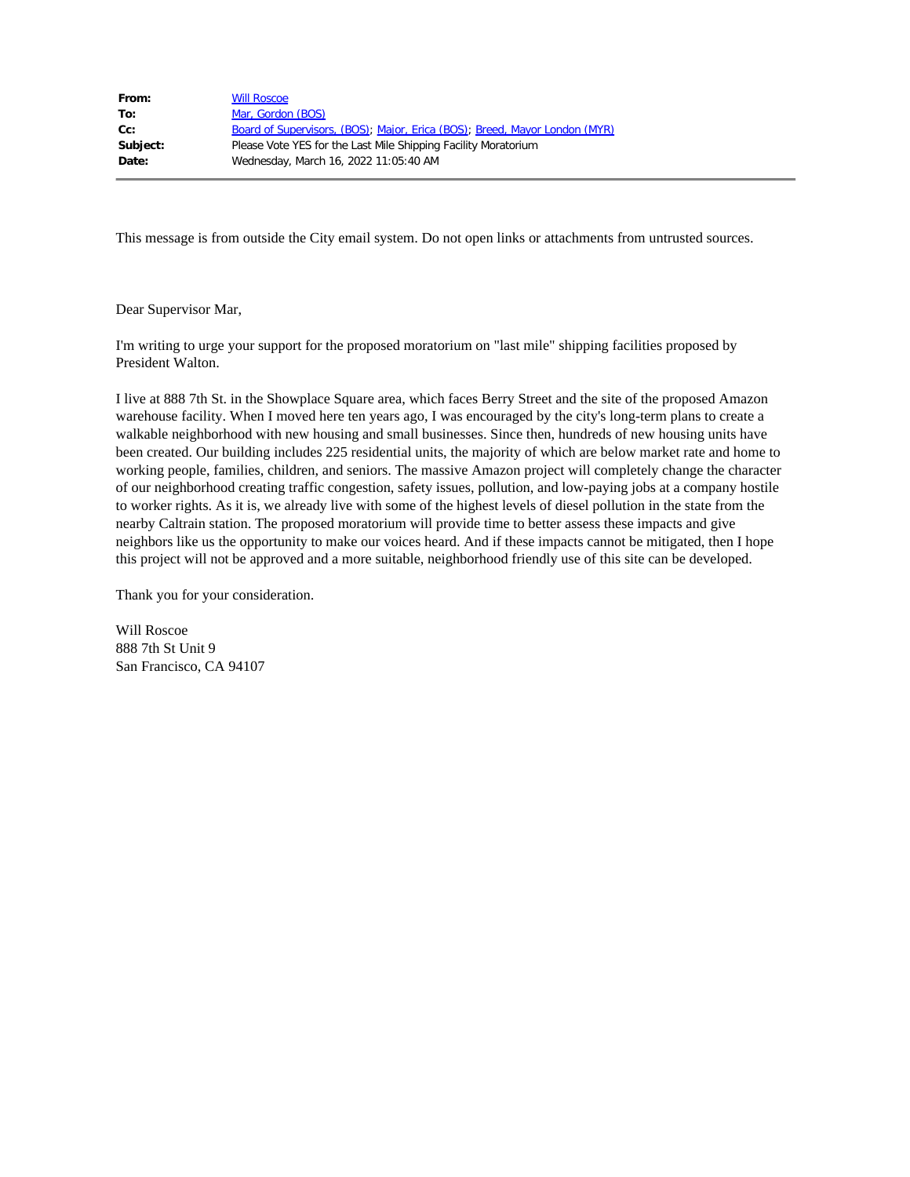**From:** Will Roscoe
**To:** Mar, Gordon (BOS)
**Cc:** Board of Supervisors, (BOS); Major, Erica (BOS); Breed, Mayor London (MYR)
**Subject:** Please Vote YES for the Last Mile Shipping Facility Moratorium
**Date:** Wednesday, March 16, 2022 11:05:40 AM

---

This message is from outside the City email system. Do not open links or attachments from untrusted sources.

Dear Supervisor Mar,

I'm writing to urge your support for the proposed moratorium on "last mile" shipping facilities proposed by President Walton.

I live at 888 7th St. in the Showplace Square area, which faces Berry Street and the site of the proposed Amazon warehouse facility. When I moved here ten years ago, I was encouraged by the city's long-term plans to create a walkable neighborhood with new housing and small businesses. Since then, hundreds of new housing units have been created. Our building includes 225 residential units, the majority of which are below market rate and home to working people, families, children, and seniors. The massive Amazon project will completely change the character of our neighborhood creating traffic congestion, safety issues, pollution, and low-paying jobs at a company hostile to worker rights. As it is, we already live with some of the highest levels of diesel pollution in the state from the nearby Caltrain station. The proposed moratorium will provide time to better assess these impacts and give neighbors like us the opportunity to make our voices heard. And if these impacts cannot be mitigated, then I hope this project will not be approved and a more suitable, neighborhood friendly use of this site can be developed.

Thank you for your consideration.

Will Roscoe
888 7th St Unit 9
San Francisco, CA 94107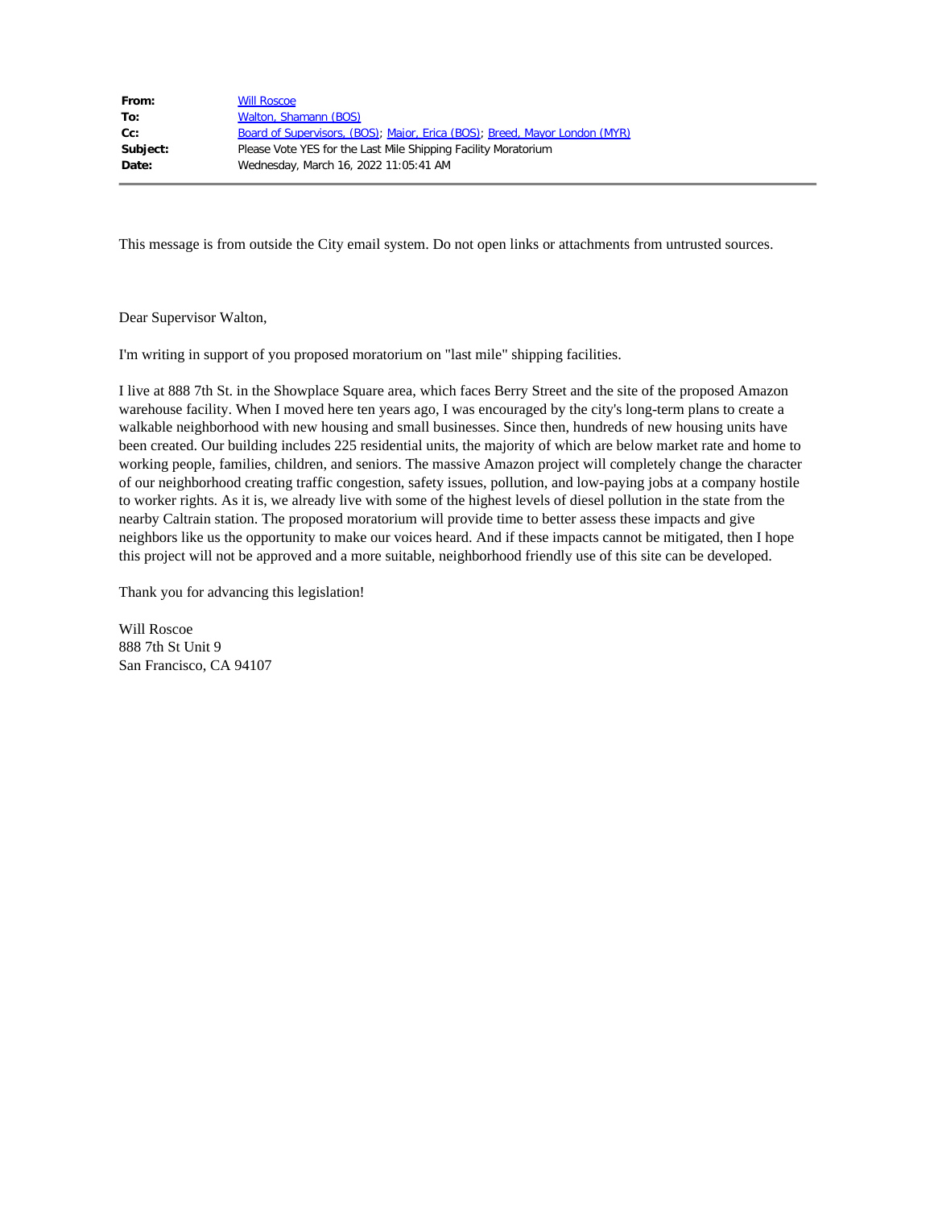| | |
|---|---|
| **From:** | Will Roscoe |
| **To:** | Walton, Shamann (BOS) |
| **Cc:** | Board of Supervisors, (BOS); Major, Erica (BOS); Breed, Mayor London (MYR) |
| **Subject:** | Please Vote YES for the Last Mile Shipping Facility Moratorium |
| **Date:** | Wednesday, March 16, 2022 11:05:41 AM |

This message is from outside the City email system. Do not open links or attachments from untrusted sources.

Dear Supervisor Walton,

I'm writing in support of you proposed moratorium on "last mile" shipping facilities.

I live at 888 7th St. in the Showplace Square area, which faces Berry Street and the site of the proposed Amazon warehouse facility. When I moved here ten years ago, I was encouraged by the city's long-term plans to create a walkable neighborhood with new housing and small businesses. Since then, hundreds of new housing units have been created. Our building includes 225 residential units, the majority of which are below market rate and home to working people, families, children, and seniors. The massive Amazon project will completely change the character of our neighborhood creating traffic congestion, safety issues, pollution, and low-paying jobs at a company hostile to worker rights. As it is, we already live with some of the highest levels of diesel pollution in the state from the nearby Caltrain station. The proposed moratorium will provide time to better assess these impacts and give neighbors like us the opportunity to make our voices heard. And if these impacts cannot be mitigated, then I hope this project will not be approved and a more suitable, neighborhood friendly use of this site can be developed.

Thank you for advancing this legislation!

Will Roscoe
888 7th St Unit 9
San Francisco, CA 94107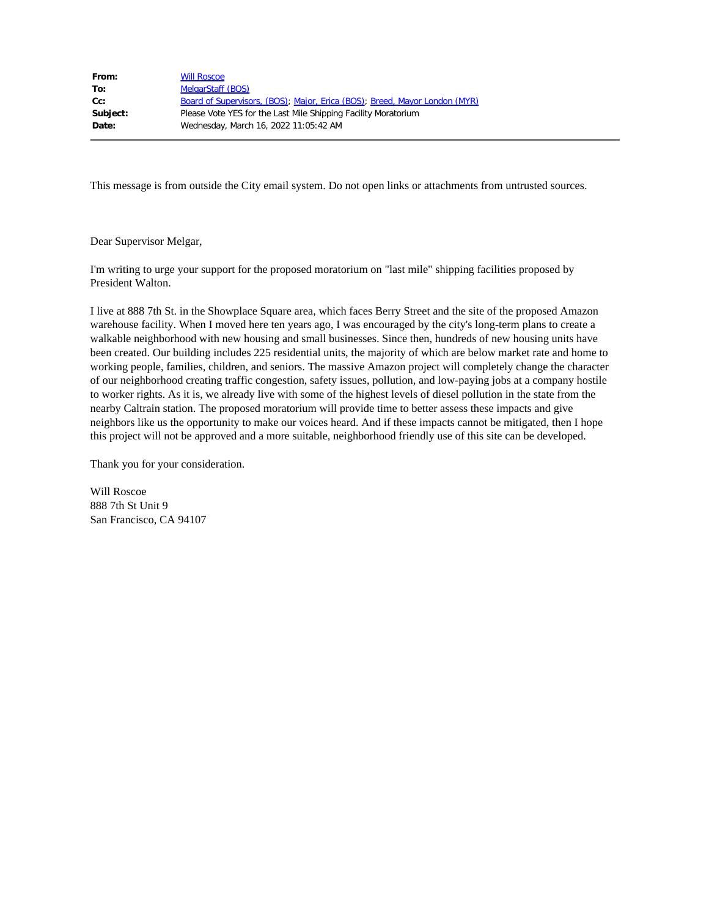| | |
|---|---|
| **From:** | Will Roscoe |
| **To:** | MelgarStaff (BOS) |
| **Cc:** | Board of Supervisors, (BOS); Major, Erica (BOS); Breed, Mayor London (MYR) |
| **Subject:** | Please Vote YES for the Last Mile Shipping Facility Moratorium |
| **Date:** | Wednesday, March 16, 2022 11:05:42 AM |

This message is from outside the City email system. Do not open links or attachments from untrusted sources.

Dear Supervisor Melgar,

I'm writing to urge your support for the proposed moratorium on "last mile" shipping facilities proposed by President Walton.

I live at 888 7th St. in the Showplace Square area, which faces Berry Street and the site of the proposed Amazon warehouse facility. When I moved here ten years ago, I was encouraged by the city's long-term plans to create a walkable neighborhood with new housing and small businesses. Since then, hundreds of new housing units have been created. Our building includes 225 residential units, the majority of which are below market rate and home to working people, families, children, and seniors. The massive Amazon project will completely change the character of our neighborhood creating traffic congestion, safety issues, pollution, and low-paying jobs at a company hostile to worker rights. As it is, we already live with some of the highest levels of diesel pollution in the state from the nearby Caltrain station. The proposed moratorium will provide time to better assess these impacts and give neighbors like us the opportunity to make our voices heard. And if these impacts cannot be mitigated, then I hope this project will not be approved and a more suitable, neighborhood friendly use of this site can be developed.

Thank you for your consideration.

Will Roscoe
888 7th St Unit 9
San Francisco, CA 94107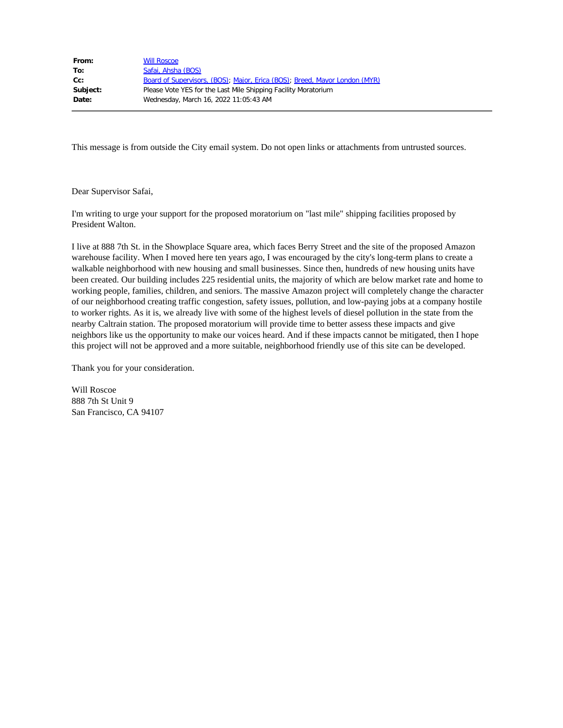| | |
|---|---|
| **From:** | Will Roscoe |
| **To:** | Safai, Ahsha (BOS) |
| **Cc:** | Board of Supervisors, (BOS); Major, Erica (BOS); Breed, Mayor London (MYR) |
| **Subject:** | Please Vote YES for the Last Mile Shipping Facility Moratorium |
| **Date:** | Wednesday, March 16, 2022 11:05:43 AM |

This message is from outside the City email system. Do not open links or attachments from untrusted sources.

Dear Supervisor Safai,

I'm writing to urge your support for the proposed moratorium on "last mile" shipping facilities proposed by President Walton.

I live at 888 7th St. in the Showplace Square area, which faces Berry Street and the site of the proposed Amazon warehouse facility. When I moved here ten years ago, I was encouraged by the city's long-term plans to create a walkable neighborhood with new housing and small businesses. Since then, hundreds of new housing units have been created. Our building includes 225 residential units, the majority of which are below market rate and home to working people, families, children, and seniors. The massive Amazon project will completely change the character of our neighborhood creating traffic congestion, safety issues, pollution, and low-paying jobs at a company hostile to worker rights. As it is, we already live with some of the highest levels of diesel pollution in the state from the nearby Caltrain station. The proposed moratorium will provide time to better assess these impacts and give neighbors like us the opportunity to make our voices heard. And if these impacts cannot be mitigated, then I hope this project will not be approved and a more suitable, neighborhood friendly use of this site can be developed.

Thank you for your consideration.

Will Roscoe  
888 7th St Unit 9  
San Francisco, CA 94107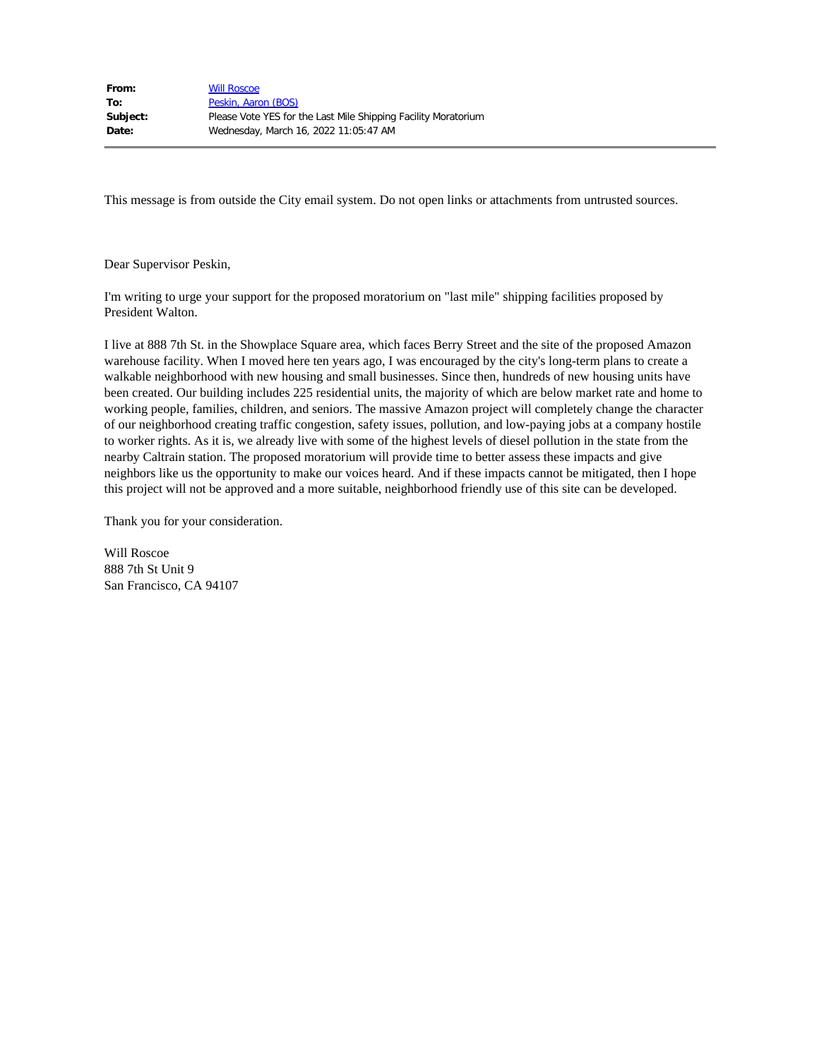**From:** Will Roscoe
**To:** Peskin, Aaron (BOS)
**Subject:** Please Vote YES for the Last Mile Shipping Facility Moratorium
**Date:** Wednesday, March 16, 2022 11:05:47 AM

---

This message is from outside the City email system. Do not open links or attachments from untrusted sources.

Dear Supervisor Peskin,

I'm writing to urge your support for the proposed moratorium on "last mile" shipping facilities proposed by President Walton.

I live at 888 7th St. in the Showplace Square area, which faces Berry Street and the site of the proposed Amazon warehouse facility. When I moved here ten years ago, I was encouraged by the city's long-term plans to create a walkable neighborhood with new housing and small businesses. Since then, hundreds of new housing units have been created. Our building includes 225 residential units, the majority of which are below market rate and home to working people, families, children, and seniors. The massive Amazon project will completely change the character of our neighborhood creating traffic congestion, safety issues, pollution, and low-paying jobs at a company hostile to worker rights. As it is, we already live with some of the highest levels of diesel pollution in the state from the nearby Caltrain station. The proposed moratorium will provide time to better assess these impacts and give neighbors like us the opportunity to make our voices heard. And if these impacts cannot be mitigated, then I hope this project will not be approved and a more suitable, neighborhood friendly use of this site can be developed.

Thank you for your consideration.

Will Roscoe
888 7th St Unit 9
San Francisco, CA 94107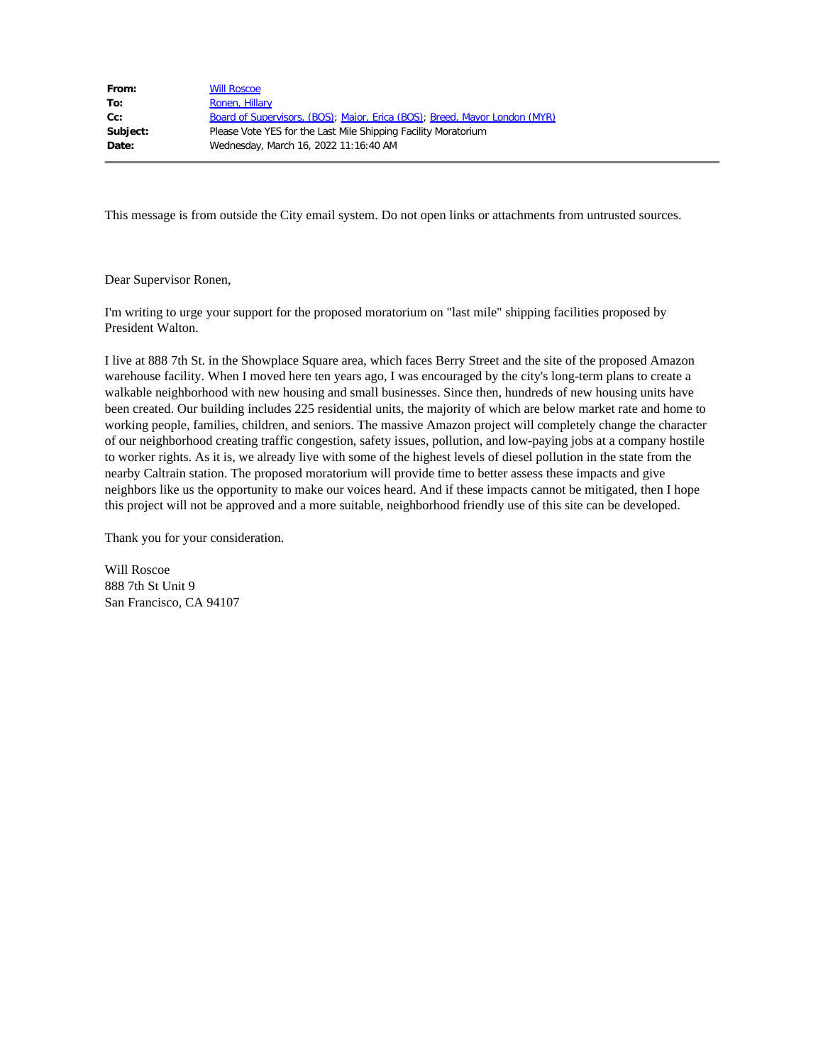| | |
|---|---|
| **From:** | Will Roscoe |
| **To:** | Ronen, Hillary |
| **Cc:** | Board of Supervisors, (BOS); Major, Erica (BOS); Breed, Mayor London (MYR) |
| **Subject:** | Please Vote YES for the Last Mile Shipping Facility Moratorium |
| **Date:** | Wednesday, March 16, 2022 11:16:40 AM |

This message is from outside the City email system. Do not open links or attachments from untrusted sources.

Dear Supervisor Ronen,

I'm writing to urge your support for the proposed moratorium on "last mile" shipping facilities proposed by President Walton.

I live at 888 7th St. in the Showplace Square area, which faces Berry Street and the site of the proposed Amazon warehouse facility. When I moved here ten years ago, I was encouraged by the city's long-term plans to create a walkable neighborhood with new housing and small businesses. Since then, hundreds of new housing units have been created. Our building includes 225 residential units, the majority of which are below market rate and home to working people, families, children, and seniors. The massive Amazon project will completely change the character of our neighborhood creating traffic congestion, safety issues, pollution, and low-paying jobs at a company hostile to worker rights. As it is, we already live with some of the highest levels of diesel pollution in the state from the nearby Caltrain station. The proposed moratorium will provide time to better assess these impacts and give neighbors like us the opportunity to make our voices heard. And if these impacts cannot be mitigated, then I hope this project will not be approved and a more suitable, neighborhood friendly use of this site can be developed.

Thank you for your consideration.

Will Roscoe
888 7th St Unit 9
San Francisco, CA 94107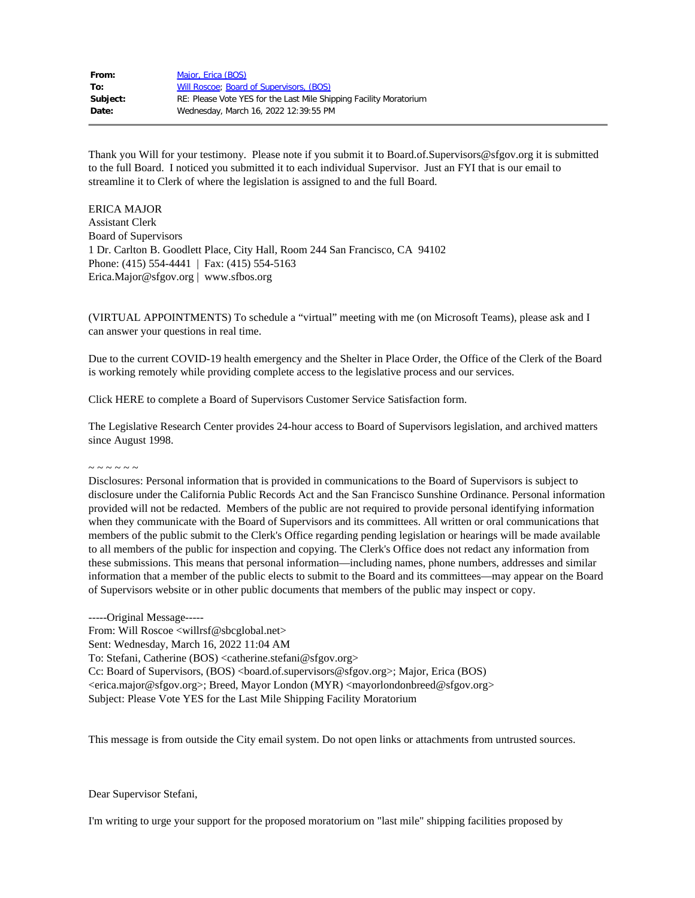| | |
|---|---|
| **From:** | Major, Erica (BOS) |
| **To:** | Will Roscoe; Board of Supervisors, (BOS) |
| **Subject:** | RE: Please Vote YES for the Last Mile Shipping Facility Moratorium |
| **Date:** | Wednesday, March 16, 2022 12:39:55 PM |

---

Thank you Will for your testimony. Please note if you submit it to Board.of.Supervisors@sfgov.org it is submitted to the full Board. I noticed you submitted it to each individual Supervisor. Just an FYI that is our email to streamline it to Clerk of where the legislation is assigned to and the full Board.

ERICA MAJOR
Assistant Clerk
Board of Supervisors
1 Dr. Carlton B. Goodlett Place, City Hall, Room 244 San Francisco, CA 94102
Phone: (415) 554-4441 | Fax: (415) 554-5163
Erica.Major@sfgov.org | www.sfbos.org

(VIRTUAL APPOINTMENTS) To schedule a "virtual" meeting with me (on Microsoft Teams), please ask and I can answer your questions in real time.

Due to the current COVID-19 health emergency and the Shelter in Place Order, the Office of the Clerk of the Board is working remotely while providing complete access to the legislative process and our services.

Click HERE to complete a Board of Supervisors Customer Service Satisfaction form.

The Legislative Research Center provides 24-hour access to Board of Supervisors legislation, and archived matters since August 1998.

~ ~ ~ ~ ~ ~
Disclosures: Personal information that is provided in communications to the Board of Supervisors is subject to disclosure under the California Public Records Act and the San Francisco Sunshine Ordinance. Personal information provided will not be redacted. Members of the public are not required to provide personal identifying information when they communicate with the Board of Supervisors and its committees. All written or oral communications that members of the public submit to the Clerk's Office regarding pending legislation or hearings will be made available to all members of the public for inspection and copying. The Clerk's Office does not redact any information from these submissions. This means that personal information—including names, phone numbers, addresses and similar information that a member of the public elects to submit to the Board and its committees—may appear on the Board of Supervisors website or in other public documents that members of the public may inspect or copy.

-----Original Message-----
From: Will Roscoe <willrsf@sbcglobal.net>
Sent: Wednesday, March 16, 2022 11:04 AM
To: Stefani, Catherine (BOS) <catherine.stefani@sfgov.org>
Cc: Board of Supervisors, (BOS) <board.of.supervisors@sfgov.org>; Major, Erica (BOS) <erica.major@sfgov.org>; Breed, Mayor London (MYR) <mayorlondonbreed@sfgov.org>
Subject: Please Vote YES for the Last Mile Shipping Facility Moratorium

This message is from outside the City email system. Do not open links or attachments from untrusted sources.

Dear Supervisor Stefani,

I'm writing to urge your support for the proposed moratorium on "last mile" shipping facilities proposed by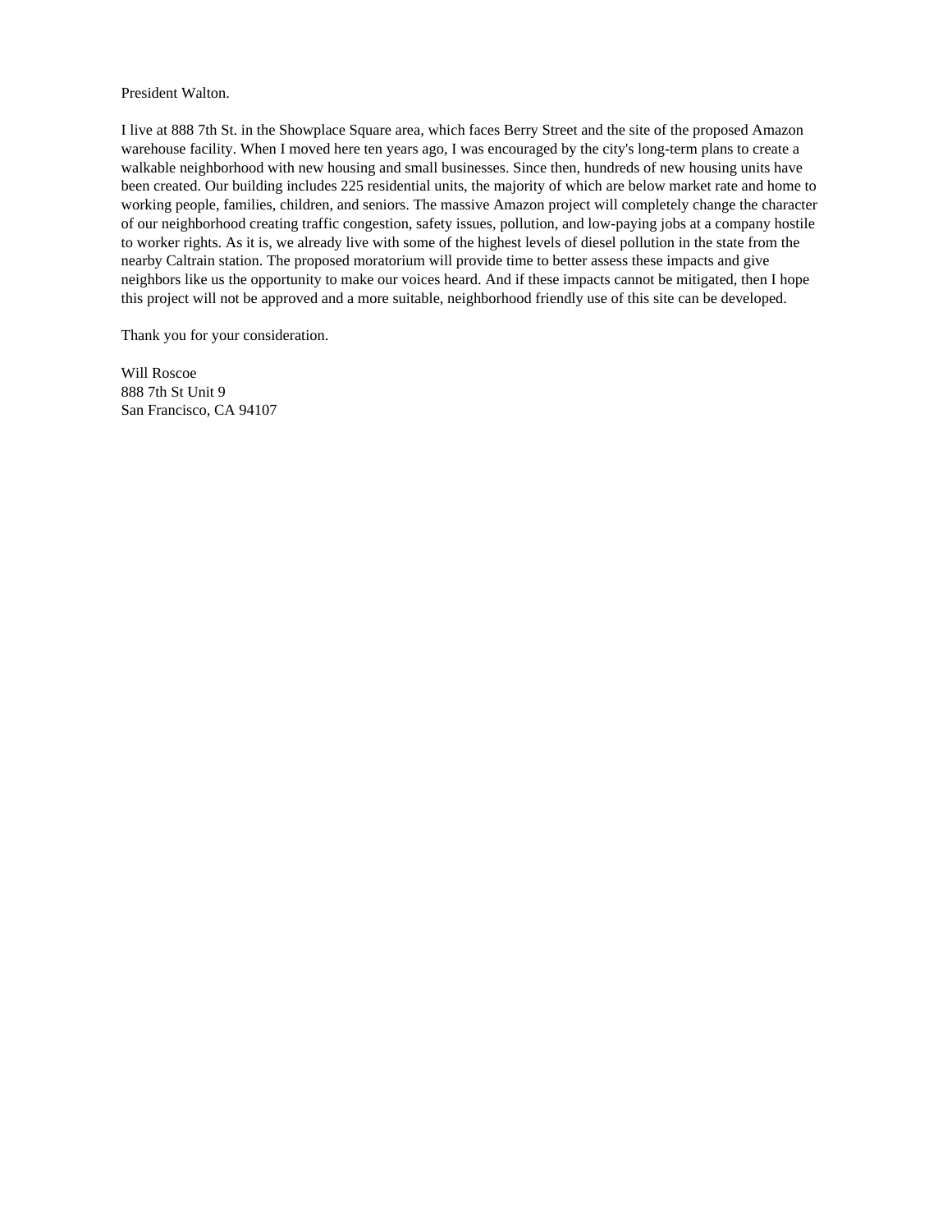President Walton.

I live at 888 7th St. in the Showplace Square area, which faces Berry Street and the site of the proposed Amazon warehouse facility. When I moved here ten years ago, I was encouraged by the city's long-term plans to create a walkable neighborhood with new housing and small businesses. Since then, hundreds of new housing units have been created. Our building includes 225 residential units, the majority of which are below market rate and home to working people, families, children, and seniors. The massive Amazon project will completely change the character of our neighborhood creating traffic congestion, safety issues, pollution, and low-paying jobs at a company hostile to worker rights. As it is, we already live with some of the highest levels of diesel pollution in the state from the nearby Caltrain station. The proposed moratorium will provide time to better assess these impacts and give neighbors like us the opportunity to make our voices heard. And if these impacts cannot be mitigated, then I hope this project will not be approved and a more suitable, neighborhood friendly use of this site can be developed.

Thank you for your consideration.

Will Roscoe
888 7th St Unit 9
San Francisco, CA 94107